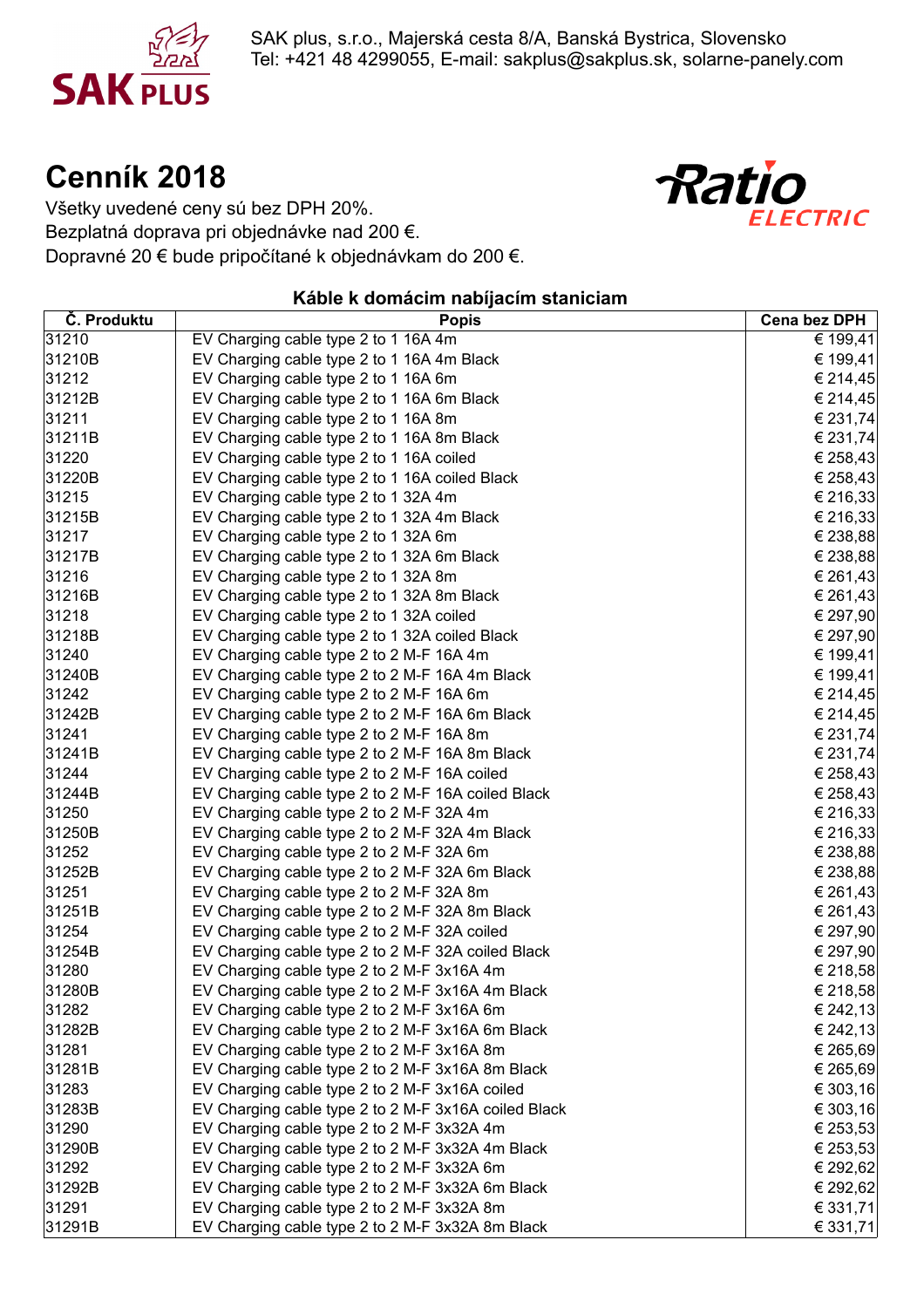SAK PLUS

SAK plus, s.r.o., Majerská cesta 8/A, Banská Bystrica, Slovensko
Tel: +421 48 4299055, E-mail: sakplus@sakplus.sk, solarne-panely.com

# Cenník 2018

Ratio ELECTRIC

Všetky uvedené ceny sú bez DPH 20%.
Bezplatná doprava pri objednávke nad 200 €.
Dopravné 20 € bude pripočítané k objednávkam do 200 €.

## Káble k domácim nabíjacím staniciam

| Č. Produktu | Popis | Cena bez DPH |
|---|---|---|
| 31210 | EV Charging cable type 2 to 1 16A 4m | € 199,41 |
| 31210B | EV Charging cable type 2 to 1 16A 4m Black | € 199,41 |
| 31212 | EV Charging cable type 2 to 1 16A 6m | € 214,45 |
| 31212B | EV Charging cable type 2 to 1 16A 6m Black | € 214,45 |
| 31211 | EV Charging cable type 2 to 1 16A 8m | € 231,74 |
| 31211B | EV Charging cable type 2 to 1 16A 8m Black | € 231,74 |
| 31220 | EV Charging cable type 2 to 1 16A coiled | € 258,43 |
| 31220B | EV Charging cable type 2 to 1 16A coiled Black | € 258,43 |
| 31215 | EV Charging cable type 2 to 1 32A 4m | € 216,33 |
| 31215B | EV Charging cable type 2 to 1 32A 4m Black | € 216,33 |
| 31217 | EV Charging cable type 2 to 1 32A 6m | € 238,88 |
| 31217B | EV Charging cable type 2 to 1 32A 6m Black | € 238,88 |
| 31216 | EV Charging cable type 2 to 1 32A 8m | € 261,43 |
| 31216B | EV Charging cable type 2 to 1 32A 8m Black | € 261,43 |
| 31218 | EV Charging cable type 2 to 1 32A coiled | € 297,90 |
| 31218B | EV Charging cable type 2 to 1 32A coiled Black | € 297,90 |
| 31240 | EV Charging cable type 2 to 2 M-F 16A 4m | € 199,41 |
| 31240B | EV Charging cable type 2 to 2 M-F 16A 4m Black | € 199,41 |
| 31242 | EV Charging cable type 2 to 2 M-F 16A 6m | € 214,45 |
| 31242B | EV Charging cable type 2 to 2 M-F 16A 6m Black | € 214,45 |
| 31241 | EV Charging cable type 2 to 2 M-F 16A 8m | € 231,74 |
| 31241B | EV Charging cable type 2 to 2 M-F 16A 8m Black | € 231,74 |
| 31244 | EV Charging cable type 2 to 2 M-F 16A coiled | € 258,43 |
| 31244B | EV Charging cable type 2 to 2 M-F 16A coiled Black | € 258,43 |
| 31250 | EV Charging cable type 2 to 2 M-F 32A 4m | € 216,33 |
| 31250B | EV Charging cable type 2 to 2 M-F 32A 4m Black | € 216,33 |
| 31252 | EV Charging cable type 2 to 2 M-F 32A 6m | € 238,88 |
| 31252B | EV Charging cable type 2 to 2 M-F 32A 6m Black | € 238,88 |
| 31251 | EV Charging cable type 2 to 2 M-F 32A 8m | € 261,43 |
| 31251B | EV Charging cable type 2 to 2 M-F 32A 8m Black | € 261,43 |
| 31254 | EV Charging cable type 2 to 2 M-F 32A coiled | € 297,90 |
| 31254B | EV Charging cable type 2 to 2 M-F 32A coiled Black | € 297,90 |
| 31280 | EV Charging cable type 2 to 2 M-F 3x16A 4m | € 218,58 |
| 31280B | EV Charging cable type 2 to 2 M-F 3x16A 4m Black | € 218,58 |
| 31282 | EV Charging cable type 2 to 2 M-F 3x16A 6m | € 242,13 |
| 31282B | EV Charging cable type 2 to 2 M-F 3x16A 6m Black | € 242,13 |
| 31281 | EV Charging cable type 2 to 2 M-F 3x16A 8m | € 265,69 |
| 31281B | EV Charging cable type 2 to 2 M-F 3x16A 8m Black | € 265,69 |
| 31283 | EV Charging cable type 2 to 2 M-F 3x16A coiled | € 303,16 |
| 31283B | EV Charging cable type 2 to 2 M-F 3x16A coiled Black | € 303,16 |
| 31290 | EV Charging cable type 2 to 2 M-F 3x32A 4m | € 253,53 |
| 31290B | EV Charging cable type 2 to 2 M-F 3x32A 4m Black | € 253,53 |
| 31292 | EV Charging cable type 2 to 2 M-F 3x32A 6m | € 292,62 |
| 31292B | EV Charging cable type 2 to 2 M-F 3x32A 6m Black | € 292,62 |
| 31291 | EV Charging cable type 2 to 2 M-F 3x32A 8m | € 331,71 |
| 31291B | EV Charging cable type 2 to 2 M-F 3x32A 8m Black | € 331,71 |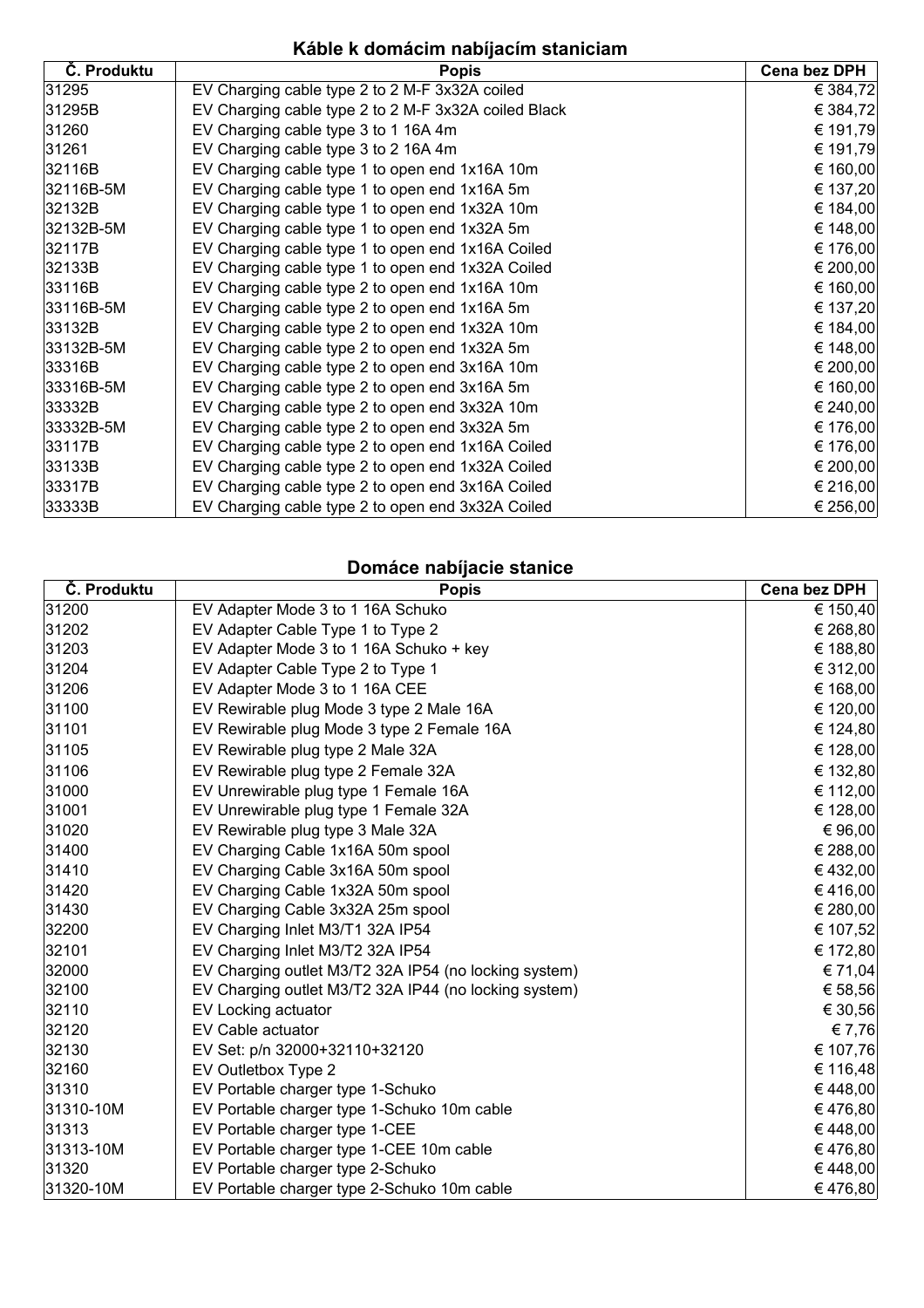## Káble k domácim nabíjacím staniciam

| Č. Produktu | Popis | Cena bez DPH |
|---|---|---|
| 31295 | EV Charging cable type 2 to 2 M-F 3x32A coiled | € 384,72 |
| 31295B | EV Charging cable type 2 to 2 M-F 3x32A coiled Black | € 384,72 |
| 31260 | EV Charging cable type 3 to 1 16A 4m | € 191,79 |
| 31261 | EV Charging cable type 3 to 2 16A 4m | € 191,79 |
| 32116B | EV Charging cable type 1 to open end 1x16A 10m | € 160,00 |
| 32116B-5M | EV Charging cable type 1 to open end 1x16A 5m | € 137,20 |
| 32132B | EV Charging cable type 1 to open end 1x32A 10m | € 184,00 |
| 32132B-5M | EV Charging cable type 1 to open end 1x32A 5m | € 148,00 |
| 32117B | EV Charging cable type 1 to open end 1x16A Coiled | € 176,00 |
| 32133B | EV Charging cable type 1 to open end 1x32A Coiled | € 200,00 |
| 33116B | EV Charging cable type 2 to open end 1x16A 10m | € 160,00 |
| 33116B-5M | EV Charging cable type 2 to open end 1x16A 5m | € 137,20 |
| 33132B | EV Charging cable type 2 to open end 1x32A 10m | € 184,00 |
| 33132B-5M | EV Charging cable type 2 to open end 1x32A 5m | € 148,00 |
| 33316B | EV Charging cable type 2 to open end 3x16A 10m | € 200,00 |
| 33316B-5M | EV Charging cable type 2 to open end 3x16A 5m | € 160,00 |
| 33332B | EV Charging cable type 2 to open end 3x32A 10m | € 240,00 |
| 33332B-5M | EV Charging cable type 2 to open end 3x32A 5m | € 176,00 |
| 33117B | EV Charging cable type 2 to open end 1x16A Coiled | € 176,00 |
| 33133B | EV Charging cable type 2 to open end 1x32A Coiled | € 200,00 |
| 33317B | EV Charging cable type 2 to open end 3x16A Coiled | € 216,00 |
| 33333B | EV Charging cable type 2 to open end 3x32A Coiled | € 256,00 |

## Domáce nabíjacie stanice

| Č. Produktu | Popis | Cena bez DPH |
|---|---|---|
| 31200 | EV Adapter Mode 3 to 1 16A Schuko | € 150,40 |
| 31202 | EV Adapter Cable Type 1 to Type 2 | € 268,80 |
| 31203 | EV Adapter Mode 3 to 1 16A Schuko + key | € 188,80 |
| 31204 | EV Adapter Cable Type 2 to Type 1 | € 312,00 |
| 31206 | EV Adapter Mode 3 to 1 16A CEE | € 168,00 |
| 31100 | EV Rewirable plug Mode 3 type 2 Male 16A | € 120,00 |
| 31101 | EV Rewirable plug Mode 3 type 2 Female 16A | € 124,80 |
| 31105 | EV Rewirable plug type 2 Male 32A | € 128,00 |
| 31106 | EV Rewirable plug type 2 Female 32A | € 132,80 |
| 31000 | EV Unrewirable plug type 1 Female 16A | € 112,00 |
| 31001 | EV Unrewirable plug type 1 Female 32A | € 128,00 |
| 31020 | EV Rewirable plug type 3 Male 32A | € 96,00 |
| 31400 | EV Charging Cable 1x16A 50m spool | € 288,00 |
| 31410 | EV Charging Cable 3x16A 50m spool | € 432,00 |
| 31420 | EV Charging Cable 1x32A 50m spool | € 416,00 |
| 31430 | EV Charging Cable 3x32A 25m spool | € 280,00 |
| 32200 | EV Charging Inlet M3/T1 32A IP54 | € 107,52 |
| 32101 | EV Charging Inlet M3/T2 32A IP54 | € 172,80 |
| 32000 | EV Charging outlet M3/T2 32A IP54 (no locking system) | € 71,04 |
| 32100 | EV Charging outlet M3/T2 32A IP44 (no locking system) | € 58,56 |
| 32110 | EV Locking actuator | € 30,56 |
| 32120 | EV Cable actuator | € 7,76 |
| 32130 | EV Set: p/n 32000+32110+32120 | € 107,76 |
| 32160 | EV Outletbox Type 2 | € 116,48 |
| 31310 | EV Portable charger type 1-Schuko | € 448,00 |
| 31310-10M | EV Portable charger type 1-Schuko 10m cable | € 476,80 |
| 31313 | EV Portable charger type 1-CEE | € 448,00 |
| 31313-10M | EV Portable charger type 1-CEE 10m cable | € 476,80 |
| 31320 | EV Portable charger type 2-Schuko | € 448,00 |
| 31320-10M | EV Portable charger type 2-Schuko 10m cable | € 476,80 |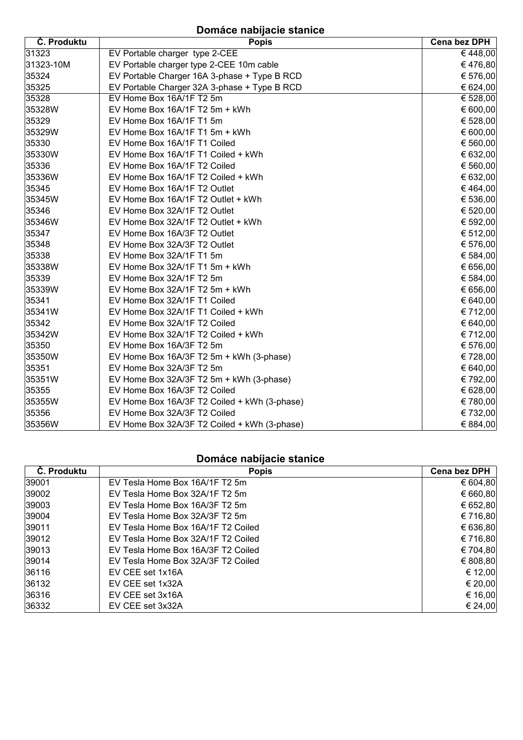## Domáce nabíjacie stanice

| Č. Produktu | Popis | Cena bez DPH |
|---|---|---|
| 31323 | EV Portable charger type 2-CEE | € 448,00 |
| 31323-10M | EV Portable charger type 2-CEE 10m cable | € 476,80 |
| 35324 | EV Portable Charger 16A 3-phase + Type B RCD | € 576,00 |
| 35325 | EV Portable Charger 32A 3-phase + Type B RCD | € 624,00 |
| 35328 | EV Home Box 16A/1F T2 5m | € 528,00 |
| 35328W | EV Home Box 16A/1F T2 5m + kWh | € 600,00 |
| 35329 | EV Home Box 16A/1F T1 5m | € 528,00 |
| 35329W | EV Home Box 16A/1F T1 5m + kWh | € 600,00 |
| 35330 | EV Home Box 16A/1F T1 Coiled | € 560,00 |
| 35330W | EV Home Box 16A/1F T1 Coiled + kWh | € 632,00 |
| 35336 | EV Home Box 16A/1F T2 Coiled | € 560,00 |
| 35336W | EV Home Box 16A/1F T2 Coiled + kWh | € 632,00 |
| 35345 | EV Home Box 16A/1F T2 Outlet | € 464,00 |
| 35345W | EV Home Box 16A/1F T2 Outlet + kWh | € 536,00 |
| 35346 | EV Home Box 32A/1F T2 Outlet | € 520,00 |
| 35346W | EV Home Box 32A/1F T2 Outlet + kWh | € 592,00 |
| 35347 | EV Home Box 16A/3F T2 Outlet | € 512,00 |
| 35348 | EV Home Box 32A/3F T2 Outlet | € 576,00 |
| 35338 | EV Home Box 32A/1F T1 5m | € 584,00 |
| 35338W | EV Home Box 32A/1F T1 5m + kWh | € 656,00 |
| 35339 | EV Home Box 32A/1F T2 5m | € 584,00 |
| 35339W | EV Home Box 32A/1F T2 5m + kWh | € 656,00 |
| 35341 | EV Home Box 32A/1F T1 Coiled | € 640,00 |
| 35341W | EV Home Box 32A/1F T1 Coiled + kWh | € 712,00 |
| 35342 | EV Home Box 32A/1F T2 Coiled | € 640,00 |
| 35342W | EV Home Box 32A/1F T2 Coiled + kWh | € 712,00 |
| 35350 | EV Home Box 16A/3F T2 5m | € 576,00 |
| 35350W | EV Home Box 16A/3F T2 5m + kWh (3-phase) | € 728,00 |
| 35351 | EV Home Box 32A/3F T2 5m | € 640,00 |
| 35351W | EV Home Box 32A/3F T2 5m + kWh (3-phase) | € 792,00 |
| 35355 | EV Home Box 16A/3F T2 Coiled | € 628,00 |
| 35355W | EV Home Box 16A/3F T2 Coiled + kWh (3-phase) | € 780,00 |
| 35356 | EV Home Box 32A/3F T2 Coiled | € 732,00 |
| 35356W | EV Home Box 32A/3F T2 Coiled + kWh (3-phase) | € 884,00 |

## Domáce nabíjacie stanice

| Č. Produktu | Popis | Cena bez DPH |
|---|---|---|
| 39001 | EV Tesla Home Box 16A/1F T2 5m | € 604,80 |
| 39002 | EV Tesla Home Box 32A/1F T2 5m | € 660,80 |
| 39003 | EV Tesla Home Box 16A/3F T2 5m | € 652,80 |
| 39004 | EV Tesla Home Box 32A/3F T2 5m | € 716,80 |
| 39011 | EV Tesla Home Box 16A/1F T2 Coiled | € 636,80 |
| 39012 | EV Tesla Home Box 32A/1F T2 Coiled | € 716,80 |
| 39013 | EV Tesla Home Box 16A/3F T2 Coiled | € 704,80 |
| 39014 | EV Tesla Home Box 32A/3F T2 Coiled | € 808,80 |
| 36116 | EV CEE set 1x16A | € 12,00 |
| 36132 | EV CEE set 1x32A | € 20,00 |
| 36316 | EV CEE set 3x16A | € 16,00 |
| 36332 | EV CEE set 3x32A | € 24,00 |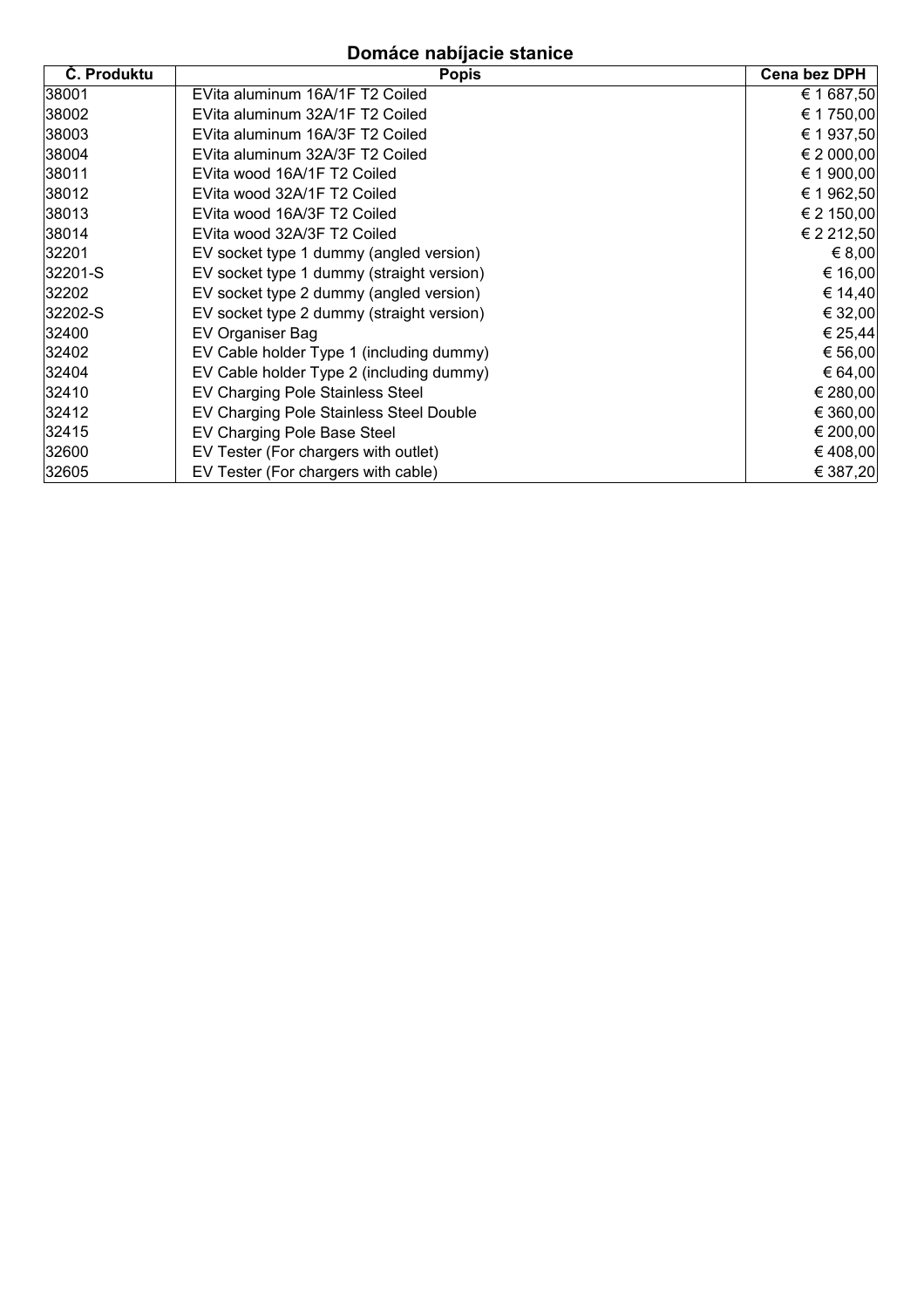## Domáce nabíjacie stanice

| Č. Produktu | Popis | Cena bez DPH |
|---|---|---|
| 38001 | EVita aluminum 16A/1F T2 Coiled | € 1 687,50 |
| 38002 | EVita aluminum 32A/1F T2 Coiled | € 1 750,00 |
| 38003 | EVita aluminum 16A/3F T2 Coiled | € 1 937,50 |
| 38004 | EVita aluminum 32A/3F T2 Coiled | € 2 000,00 |
| 38011 | EVita wood 16A/1F T2 Coiled | € 1 900,00 |
| 38012 | EVita wood 32A/1F T2 Coiled | € 1 962,50 |
| 38013 | EVita wood 16A/3F T2 Coiled | € 2 150,00 |
| 38014 | EVita wood 32A/3F T2 Coiled | € 2 212,50 |
| 32201 | EV socket type 1 dummy (angled version) | € 8,00 |
| 32201-S | EV socket type 1 dummy (straight version) | € 16,00 |
| 32202 | EV socket type 2 dummy (angled version) | € 14,40 |
| 32202-S | EV socket type 2 dummy (straight version) | € 32,00 |
| 32400 | EV Organiser Bag | € 25,44 |
| 32402 | EV Cable holder Type 1 (including dummy) | € 56,00 |
| 32404 | EV Cable holder Type 2 (including dummy) | € 64,00 |
| 32410 | EV Charging Pole Stainless Steel | € 280,00 |
| 32412 | EV Charging Pole Stainless Steel Double | € 360,00 |
| 32415 | EV Charging Pole Base Steel | € 200,00 |
| 32600 | EV Tester (For chargers with outlet) | € 408,00 |
| 32605 | EV Tester (For chargers with cable) | € 387,20 |